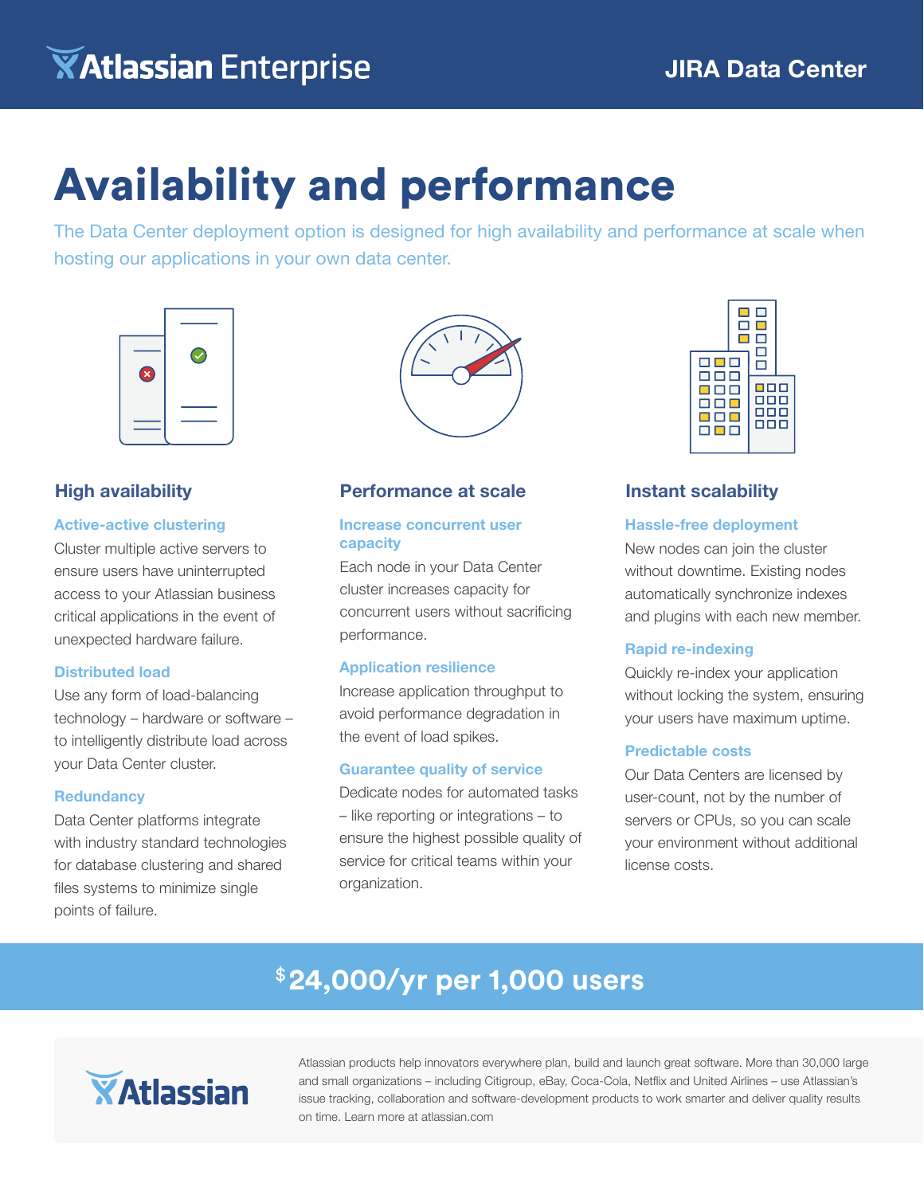Atlassian Enterprise

JIRA Data Center

# Availability and performance

The Data Center deployment option is designed for high availability and performance at scale when hosting our applications in your own data center.

## High availability

### Active-active clustering

Cluster multiple active servers to ensure users have uninterrupted access to your Atlassian business critical applications in the event of unexpected hardware failure.

### Distributed load

Use any form of load-balancing technology – hardware or software – to intelligently distribute load across your Data Center cluster.

### Redundancy

Data Center platforms integrate with industry standard technologies for database clustering and shared files systems to minimize single points of failure.

## Performance at scale

### Increase concurrent user capacity

Each node in your Data Center cluster increases capacity for concurrent users without sacrificing performance.

### Application resilience

Increase application throughput to avoid performance degradation in the event of load spikes.

### Guarantee quality of service

Dedicate nodes for automated tasks – like reporting or integrations – to ensure the highest possible quality of service for critical teams within your organization.

## Instant scalability

### Hassle-free deployment

New nodes can join the cluster without downtime. Existing nodes automatically synchronize indexes and plugins with each new member.

### Rapid re-indexing

Quickly re-index your application without locking the system, ensuring your users have maximum uptime.

### Predictable costs

Our Data Centers are licensed by user-count, not by the number of servers or CPUs, so you can scale your environment without additional license costs.

## $24,000/yr per 1,000 users

Atlassian

Atlassian products help innovators everywhere plan, build and launch great software. More than 30,000 large and small organizations – including Citigroup, eBay, Coca-Cola, Netflix and United Airlines – use Atlassian's issue tracking, collaboration and software-development products to work smarter and deliver quality results on time. Learn more at atlassian.com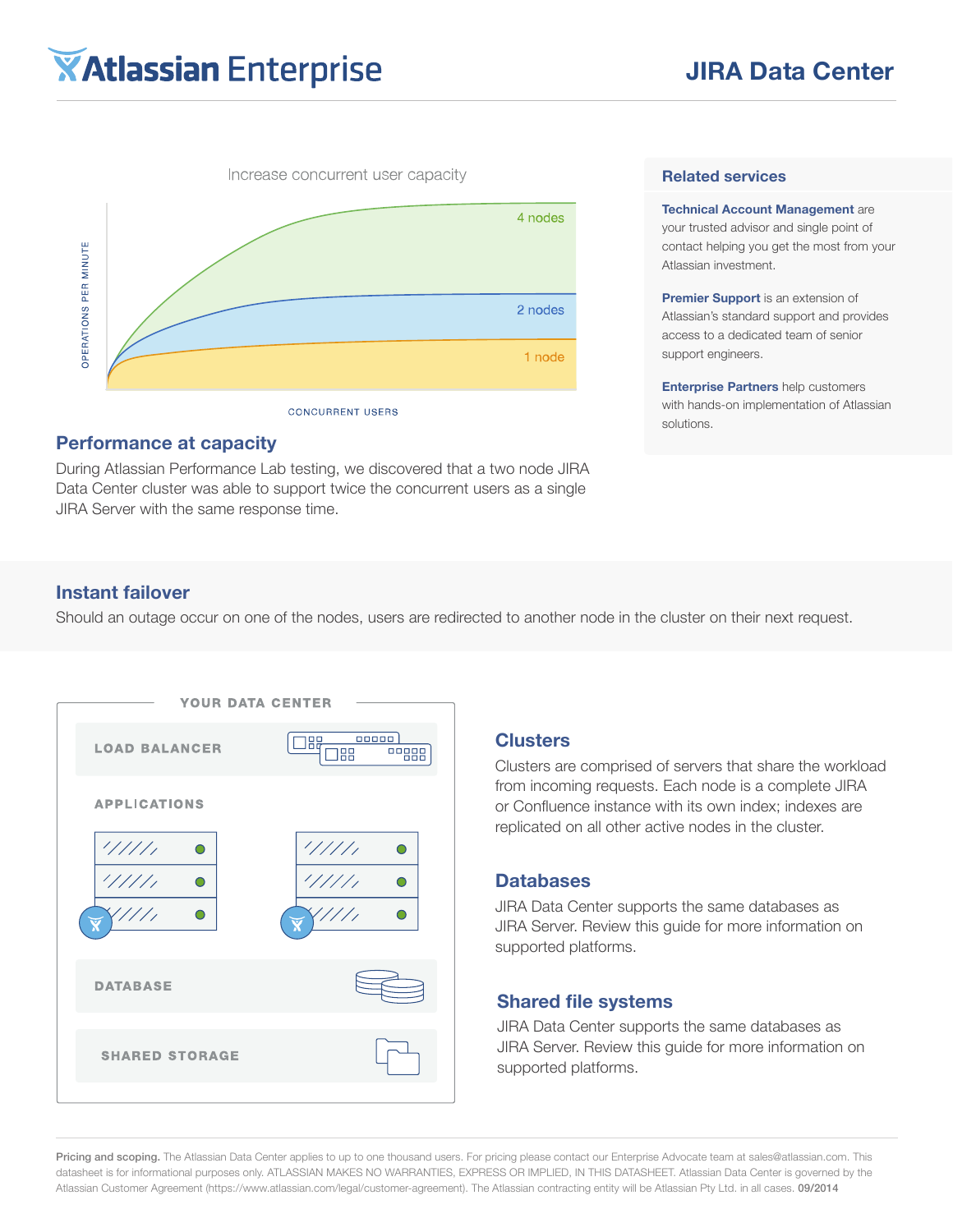# Atlassian Enterprise

## JIRA Data Center

Increase concurrent user capacity

OPERATIONS PER MINUTE

4 nodes

2 nodes

1 node

CONCURRENT USERS

## Performance at capacity

During Atlassian Performance Lab testing, we discovered that a two node JIRA Data Center cluster was able to support twice the concurrent users as a single JIRA Server with the same response time.

## Related services

**Technical Account Management** are your trusted advisor and single point of contact helping you get the most from your Atlassian investment.

**Premier Support** is an extension of Atlassian's standard support and provides access to a dedicated team of senior support engineers.

**Enterprise Partners** help customers with hands-on implementation of Atlassian solutions.

## Instant failover

Should an outage occur on one of the nodes, users are redirected to another node in the cluster on their next request.

YOUR DATA CENTER

LOAD BALANCER

APPLICATIONS

DATABASE

SHARED STORAGE

## Clusters

Clusters are comprised of servers that share the workload from incoming requests. Each node is a complete JIRA or Confluence instance with its own index; indexes are replicated on all other active nodes in the cluster.

## Databases

JIRA Data Center supports the same databases as JIRA Server. Review this guide for more information on supported platforms.

## Shared file systems

JIRA Data Center supports the same databases as JIRA Server. Review this guide for more information on supported platforms.

**Pricing and scoping.** The Atlassian Data Center applies to up to one thousand users. For pricing please contact our Enterprise Advocate team at sales@atlassian.com. This datasheet is for informational purposes only. ATLASSIAN MAKES NO WARRANTIES, EXPRESS OR IMPLIED, IN THIS DATASHEET. Atlassian Data Center is governed by the Atlassian Customer Agreement (https://www.atlassian.com/legal/customer-agreement). The Atlassian contracting entity will be Atlassian Pty Ltd. in all cases. **09/2014**